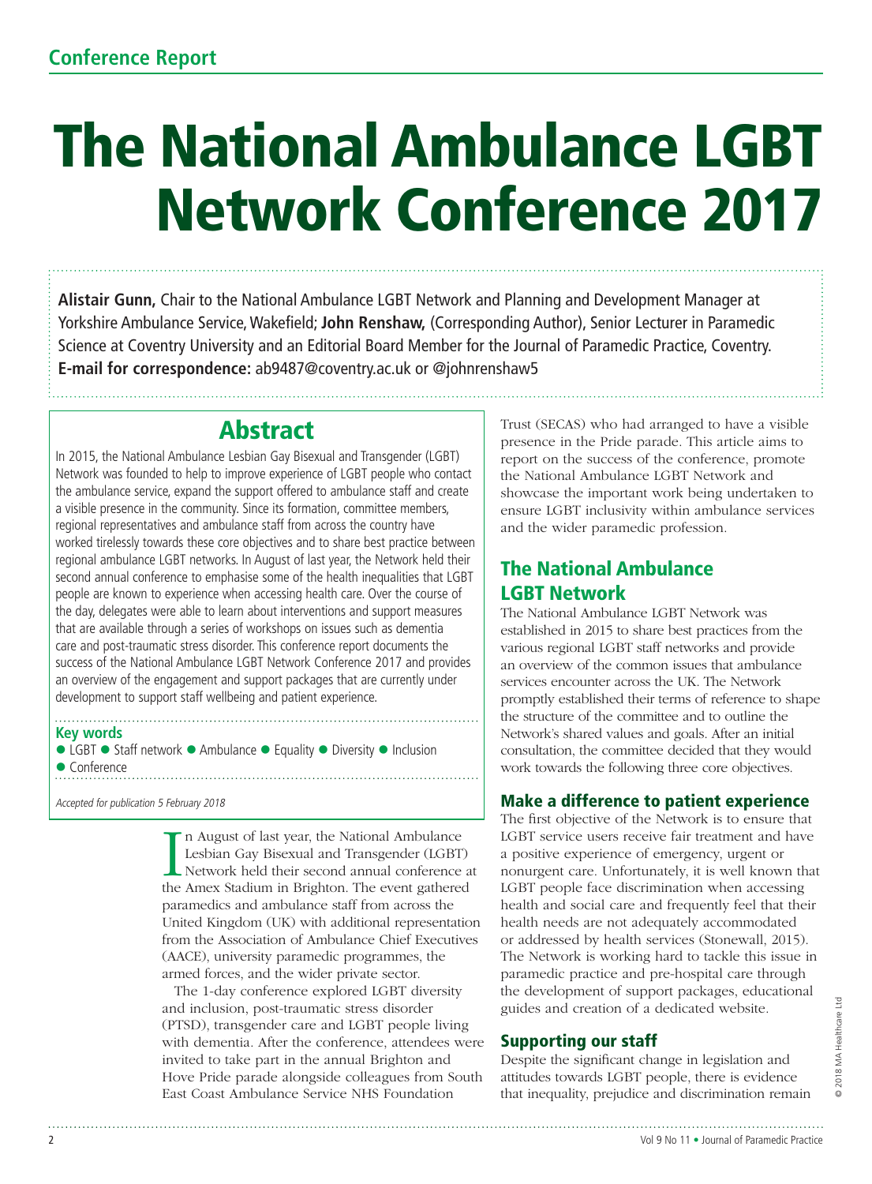Conference Report

# The National Ambulance LGBT Network Conference 2017

**Alistair Gunn,** Chair to the National Ambulance LGBT Network and Planning and Development Manager at Yorkshire Ambulance Service, Wakefield; **John Renshaw,** (Corresponding Author), Senior Lecturer in Paramedic Science at Coventry University and an Editorial Board Member for the Journal of Paramedic Practice, Coventry.
**E-mail for correspondence:** ab9487@coventry.ac.uk or @johnrenshaw5

## Abstract

In 2015, the National Ambulance Lesbian Gay Bisexual and Transgender (LGBT) Network was founded to help to improve experience of LGBT people who contact the ambulance service, expand the support offered to ambulance staff and create a visible presence in the community. Since its formation, committee members, regional representatives and ambulance staff from across the country have worked tirelessly towards these core objectives and to share best practice between regional ambulance LGBT networks. In August of last year, the Network held their second annual conference to emphasise some of the health inequalities that LGBT people are known to experience when accessing health care. Over the course of the day, delegates were able to learn about interventions and support measures that are available through a series of workshops on issues such as dementia care and post-traumatic stress disorder. This conference report documents the success of the National Ambulance LGBT Network Conference 2017 and provides an overview of the engagement and support packages that are currently under development to support staff wellbeing and patient experience.

**Key words**

● LGBT ● Staff network ● Ambulance ● Equality ● Diversity ● Inclusion ● Conference

*Accepted for publication 5 February 2018*

In August of last year, the National Ambulance Lesbian Gay Bisexual and Transgender (LGBT) Network held their second annual conference at the Amex Stadium in Brighton. The event gathered paramedics and ambulance staff from across the United Kingdom (UK) with additional representation from the Association of Ambulance Chief Executives (AACE), university paramedic programmes, the armed forces, and the wider private sector.

The 1-day conference explored LGBT diversity and inclusion, post-traumatic stress disorder (PTSD), transgender care and LGBT people living with dementia. After the conference, attendees were invited to take part in the annual Brighton and Hove Pride parade alongside colleagues from South East Coast Ambulance Service NHS Foundation Trust (SECAS) who had arranged to have a visible presence in the Pride parade. This article aims to report on the success of the conference, promote the National Ambulance LGBT Network and showcase the important work being undertaken to ensure LGBT inclusivity within ambulance services and the wider paramedic profession.

## The National Ambulance LGBT Network

The National Ambulance LGBT Network was established in 2015 to share best practices from the various regional LGBT staff networks and provide an overview of the common issues that ambulance services encounter across the UK. The Network promptly established their terms of reference to shape the structure of the committee and to outline the Network's shared values and goals. After an initial consultation, the committee decided that they would work towards the following three core objectives.

### Make a difference to patient experience

The first objective of the Network is to ensure that LGBT service users receive fair treatment and have a positive experience of emergency, urgent or nonurgent care. Unfortunately, it is well known that LGBT people face discrimination when accessing health and social care and frequently feel that their health needs are not adequately accommodated or addressed by health services (Stonewall, 2015). The Network is working hard to tackle this issue in paramedic practice and pre-hospital care through the development of support packages, educational guides and creation of a dedicated website.

### Supporting our staff

Despite the significant change in legislation and attitudes towards LGBT people, there is evidence that inequality, prejudice and discrimination remain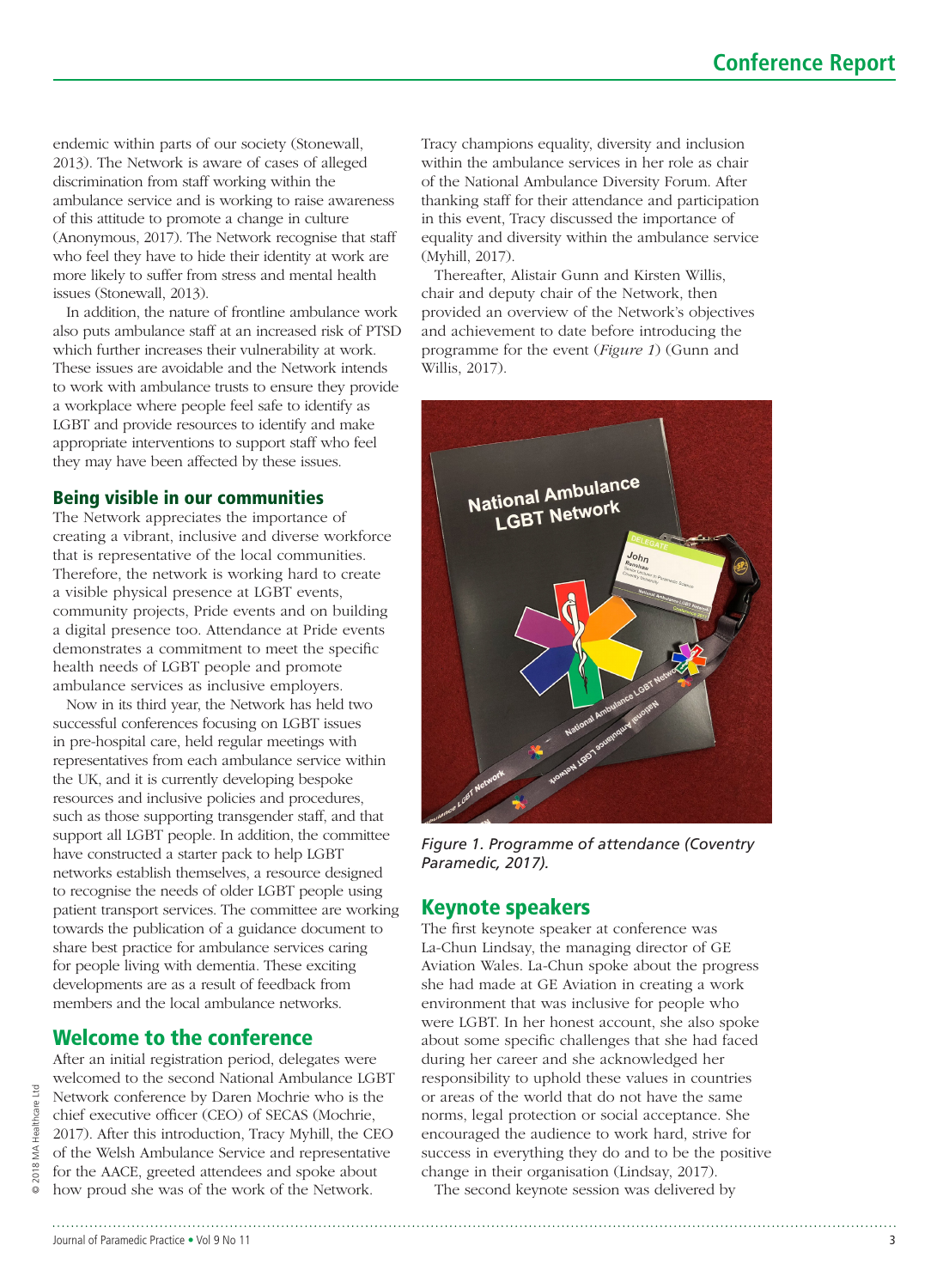endemic within parts of our society (Stonewall, 2013). The Network is aware of cases of alleged discrimination from staff working within the ambulance service and is working to raise awareness of this attitude to promote a change in culture (Anonymous, 2017). The Network recognise that staff who feel they have to hide their identity at work are more likely to suffer from stress and mental health issues (Stonewall, 2013).

In addition, the nature of frontline ambulance work also puts ambulance staff at an increased risk of PTSD which further increases their vulnerability at work. These issues are avoidable and the Network intends to work with ambulance trusts to ensure they provide a workplace where people feel safe to identify as LGBT and provide resources to identify and make appropriate interventions to support staff who feel they may have been affected by these issues.

### Being visible in our communities

The Network appreciates the importance of creating a vibrant, inclusive and diverse workforce that is representative of the local communities. Therefore, the network is working hard to create a visible physical presence at LGBT events, community projects, Pride events and on building a digital presence too. Attendance at Pride events demonstrates a commitment to meet the specific health needs of LGBT people and promote ambulance services as inclusive employers.

Now in its third year, the Network has held two successful conferences focusing on LGBT issues in pre-hospital care, held regular meetings with representatives from each ambulance service within the UK, and it is currently developing bespoke resources and inclusive policies and procedures, such as those supporting transgender staff, and that support all LGBT people. In addition, the committee have constructed a starter pack to help LGBT networks establish themselves, a resource designed to recognise the needs of older LGBT people using patient transport services. The committee are working towards the publication of a guidance document to share best practice for ambulance services caring for people living with dementia. These exciting developments are as a result of feedback from members and the local ambulance networks.

## Welcome to the conference

After an initial registration period, delegates were welcomed to the second National Ambulance LGBT Network conference by Daren Mochrie who is the chief executive officer (CEO) of SECAS (Mochrie, 2017). After this introduction, Tracy Myhill, the CEO of the Welsh Ambulance Service and representative for the AACE, greeted attendees and spoke about how proud she was of the work of the Network.

Tracy champions equality, diversity and inclusion within the ambulance services in her role as chair of the National Ambulance Diversity Forum. After thanking staff for their attendance and participation in this event, Tracy discussed the importance of equality and diversity within the ambulance service (Myhill, 2017).

Thereafter, Alistair Gunn and Kirsten Willis, chair and deputy chair of the Network, then provided an overview of the Network's objectives and achievement to date before introducing the programme for the event (*Figure 1*) (Gunn and Willis, 2017).

*Figure 1. Programme of attendance (Coventry Paramedic, 2017).*

## Keynote speakers

The first keynote speaker at conference was La-Chun Lindsay, the managing director of GE Aviation Wales. La-Chun spoke about the progress she had made at GE Aviation in creating a work environment that was inclusive for people who were LGBT. In her honest account, she also spoke about some specific challenges that she had faced during her career and she acknowledged her responsibility to uphold these values in countries or areas of the world that do not have the same norms, legal protection or social acceptance. She encouraged the audience to work hard, strive for success in everything they do and to be the positive change in their organisation (Lindsay, 2017).

The second keynote session was delivered by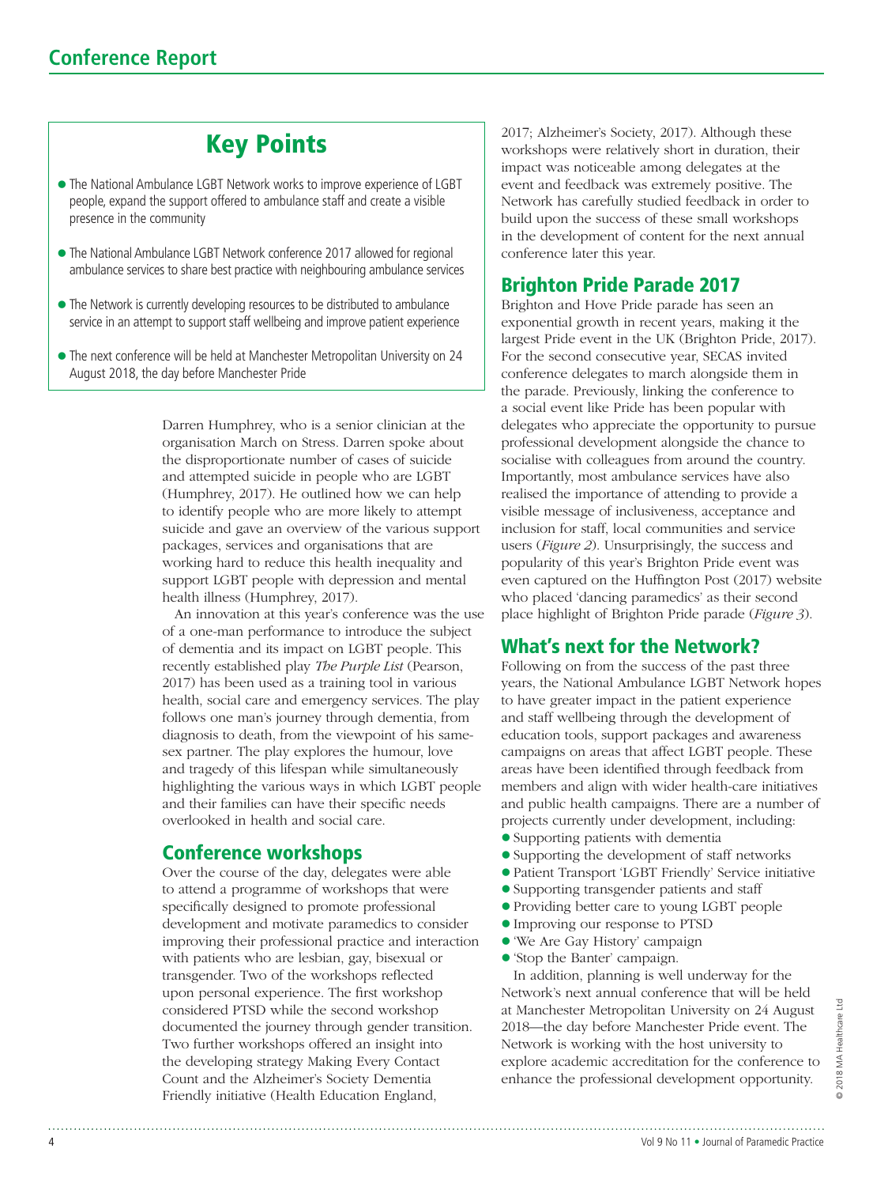## Key Points

- The National Ambulance LGBT Network works to improve experience of LGBT people, expand the support offered to ambulance staff and create a visible presence in the community
- The National Ambulance LGBT Network conference 2017 allowed for regional ambulance services to share best practice with neighbouring ambulance services
- The Network is currently developing resources to be distributed to ambulance service in an attempt to support staff wellbeing and improve patient experience
- The next conference will be held at Manchester Metropolitan University on 24 August 2018, the day before Manchester Pride

Darren Humphrey, who is a senior clinician at the organisation March on Stress. Darren spoke about the disproportionate number of cases of suicide and attempted suicide in people who are LGBT (Humphrey, 2017). He outlined how we can help to identify people who are more likely to attempt suicide and gave an overview of the various support packages, services and organisations that are working hard to reduce this health inequality and support LGBT people with depression and mental health illness (Humphrey, 2017).

An innovation at this year's conference was the use of a one-man performance to introduce the subject of dementia and its impact on LGBT people. This recently established play *The Purple List* (Pearson, 2017) has been used as a training tool in various health, social care and emergency services. The play follows one man's journey through dementia, from diagnosis to death, from the viewpoint of his same-sex partner. The play explores the humour, love and tragedy of this lifespan while simultaneously highlighting the various ways in which LGBT people and their families can have their specific needs overlooked in health and social care.

## Conference workshops

Over the course of the day, delegates were able to attend a programme of workshops that were specifically designed to promote professional development and motivate paramedics to consider improving their professional practice and interaction with patients who are lesbian, gay, bisexual or transgender. Two of the workshops reflected upon personal experience. The first workshop considered PTSD while the second workshop documented the journey through gender transition. Two further workshops offered an insight into the developing strategy Making Every Contact Count and the Alzheimer's Society Dementia Friendly initiative (Health Education England, 2017; Alzheimer's Society, 2017). Although these workshops were relatively short in duration, their impact was noticeable among delegates at the event and feedback was extremely positive. The Network has carefully studied feedback in order to build upon the success of these small workshops in the development of content for the next annual conference later this year.

## Brighton Pride Parade 2017

Brighton and Hove Pride parade has seen an exponential growth in recent years, making it the largest Pride event in the UK (Brighton Pride, 2017). For the second consecutive year, SECAS invited conference delegates to march alongside them in the parade. Previously, linking the conference to a social event like Pride has been popular with delegates who appreciate the opportunity to pursue professional development alongside the chance to socialise with colleagues from around the country. Importantly, most ambulance services have also realised the importance of attending to provide a visible message of inclusiveness, acceptance and inclusion for staff, local communities and service users (*Figure 2*). Unsurprisingly, the success and popularity of this year's Brighton Pride event was even captured on the Huffington Post (2017) website who placed 'dancing paramedics' as their second place highlight of Brighton Pride parade (*Figure 3*).

## What's next for the Network?

Following on from the success of the past three years, the National Ambulance LGBT Network hopes to have greater impact in the patient experience and staff wellbeing through the development of education tools, support packages and awareness campaigns on areas that affect LGBT people. These areas have been identified through feedback from members and align with wider health-care initiatives and public health campaigns. There are a number of projects currently under development, including:

- Supporting patients with dementia
- Supporting the development of staff networks
- Patient Transport 'LGBT Friendly' Service initiative
- Supporting transgender patients and staff
- Providing better care to young LGBT people
- Improving our response to PTSD
- 'We Are Gay History' campaign
- 'Stop the Banter' campaign.

In addition, planning is well underway for the Network's next annual conference that will be held at Manchester Metropolitan University on 24 August 2018—the day before Manchester Pride event. The Network is working with the host university to explore academic accreditation for the conference to enhance the professional development opportunity.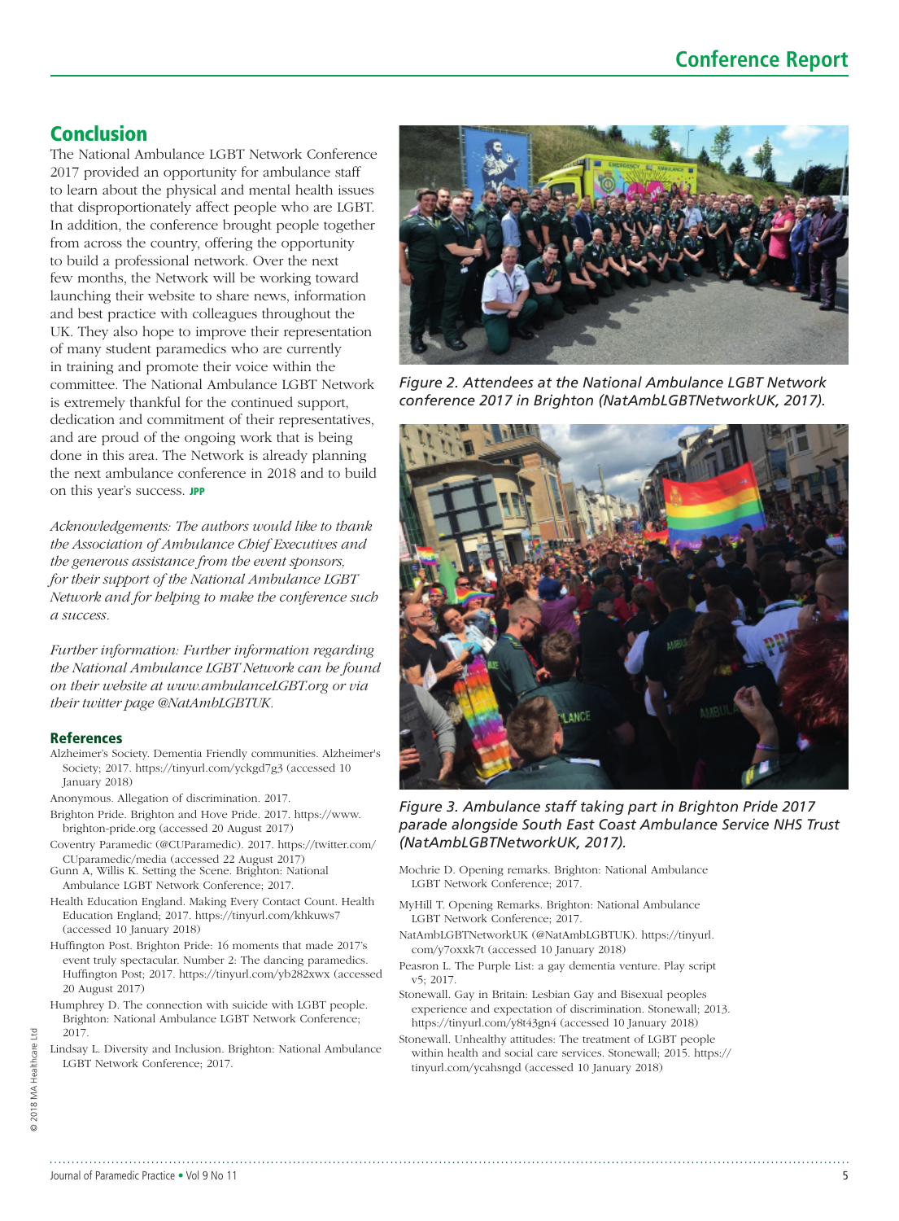## Conclusion

The National Ambulance LGBT Network Conference 2017 provided an opportunity for ambulance staff to learn about the physical and mental health issues that disproportionately affect people who are LGBT. In addition, the conference brought people together from across the country, offering the opportunity to build a professional network. Over the next few months, the Network will be working toward launching their website to share news, information and best practice with colleagues throughout the UK. They also hope to improve their representation of many student paramedics who are currently in training and promote their voice within the committee. The National Ambulance LGBT Network is extremely thankful for the continued support, dedication and commitment of their representatives, and are proud of the ongoing work that is being done in this area. The Network is already planning the next ambulance conference in 2018 and to build on this year's success. **JPP**

*Acknowledgements: The authors would like to thank the Association of Ambulance Chief Executives and the generous assistance from the event sponsors, for their support of the National Ambulance LGBT Network and for helping to make the conference such a success.*

*Further information: Further information regarding the National Ambulance LGBT Network can be found on their website at www.ambulanceLGBT.org or via their twitter page @NatAmbLGBTUK.*

*Figure 2. Attendees at the National Ambulance LGBT Network conference 2017 in Brighton (NatAmbLGBTNetworkUK, 2017).*

*Figure 3. Ambulance staff taking part in Brighton Pride 2017 parade alongside South East Coast Ambulance Service NHS Trust (NatAmbLGBTNetworkUK, 2017).*

### References

Alzheimer's Society. Dementia Friendly communities. Alzheimer's Society; 2017. https://tinyurl.com/yckgd7g3 (accessed 10 January 2018)

Anonymous. Allegation of discrimination. 2017.

Brighton Pride. Brighton and Hove Pride. 2017. https://www.brighton-pride.org (accessed 20 August 2017)

Coventry Paramedic (@CUParamedic). 2017. https://twitter.com/CUparamedic/media (accessed 22 August 2017)

Gunn A, Willis K. Setting the Scene. Brighton: National Ambulance LGBT Network Conference; 2017.

Health Education England. Making Every Contact Count. Health Education England; 2017. https://tinyurl.com/khkuws7 (accessed 10 January 2018)

Huffington Post. Brighton Pride: 16 moments that made 2017's event truly spectacular. Number 2: The dancing paramedics. Huffington Post; 2017. https://tinyurl.com/yb282xwx (accessed 20 August 2017)

Humphrey D. The connection with suicide with LGBT people. Brighton: National Ambulance LGBT Network Conference; 2017.

Lindsay L. Diversity and Inclusion. Brighton: National Ambulance LGBT Network Conference; 2017.

Mochrie D. Opening remarks. Brighton: National Ambulance LGBT Network Conference; 2017.

MyHill T. Opening Remarks. Brighton: National Ambulance LGBT Network Conference; 2017.

NatAmbLGBTNetworkUK (@NatAmbLGBTUK). https://tinyurl.com/y7oxxk7t (accessed 10 January 2018)

Peasron L. The Purple List: a gay dementia venture. Play script v5; 2017.

Stonewall. Gay in Britain: Lesbian Gay and Bisexual peoples experience and expectation of discrimination. Stonewall; 2013. https://tinyurl.com/y8t43gn4 (accessed 10 January 2018)

Stonewall. Unhealthy attitudes: The treatment of LGBT people within health and social care services. Stonewall; 2015. https://tinyurl.com/ycahsngd (accessed 10 January 2018)